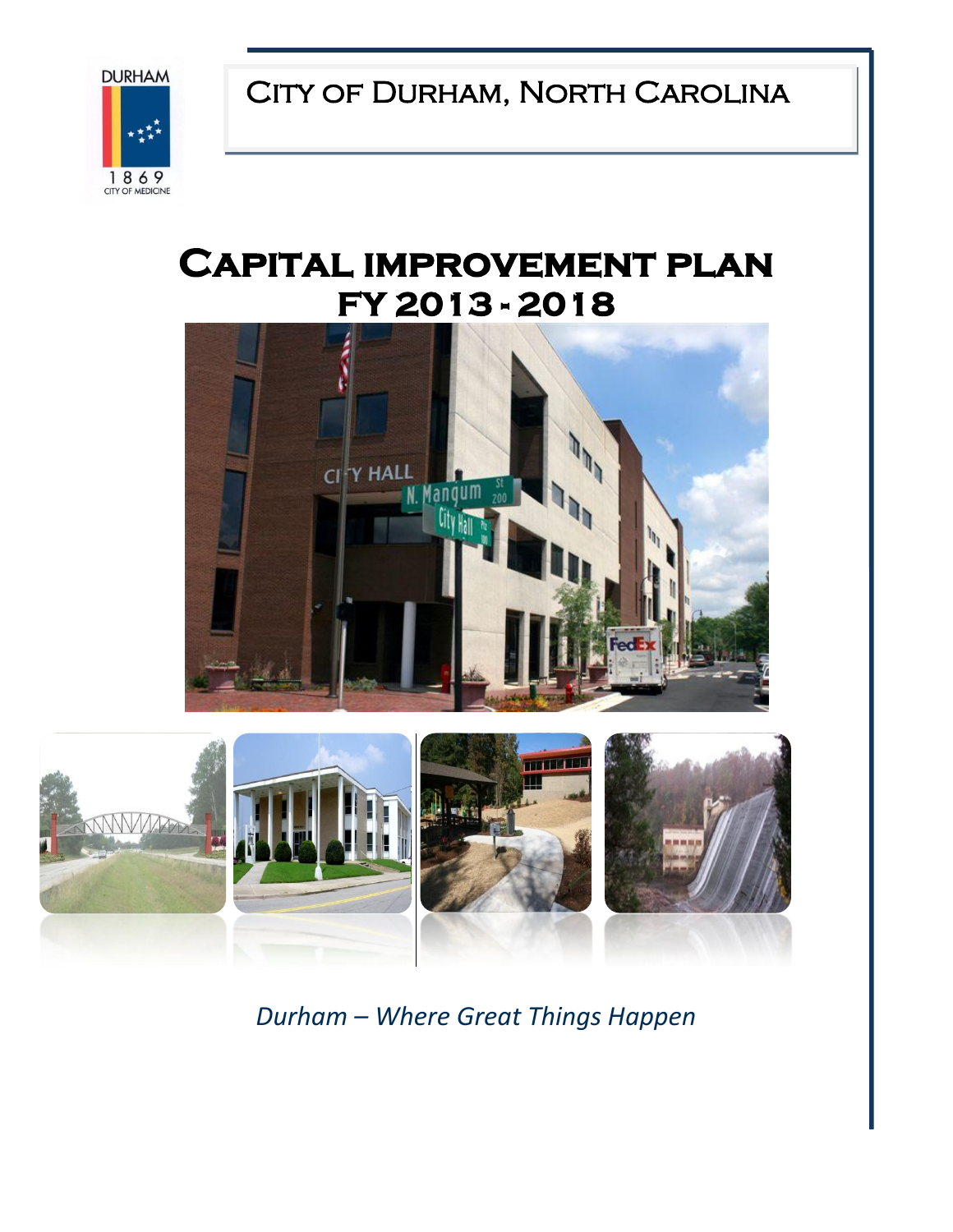DURHAM

1869

CITY OF MEDICINE

# City of Durham, North Carolina

# Capital improvement plan FY 2013 - 2018

*Durham – Where Great Things Happen*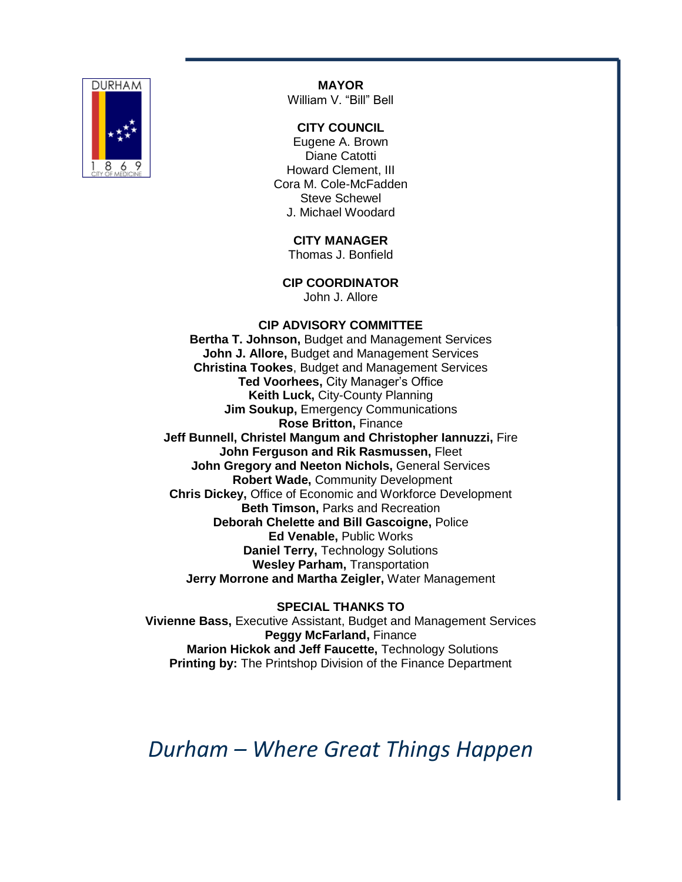**MAYOR**
William V. "Bill" Bell

**CITY COUNCIL**
Eugene A. Brown
Diane Catotti
Howard Clement, III
Cora M. Cole-McFadden
Steve Schewel
J. Michael Woodard

**CITY MANAGER**
Thomas J. Bonfield

**CIP COORDINATOR**
John J. Allore

**CIP ADVISORY COMMITTEE**
**Bertha T. Johnson,** Budget and Management Services
**John J. Allore,** Budget and Management Services
**Christina Tookes**, Budget and Management Services
**Ted Voorhees,** City Manager's Office
**Keith Luck,** City-County Planning
**Jim Soukup,** Emergency Communications
**Rose Britton,** Finance
**Jeff Bunnell, Christel Mangum and Christopher Iannuzzi,** Fire
**John Ferguson and Rik Rasmussen,** Fleet
**John Gregory and Neeton Nichols,** General Services
**Robert Wade,** Community Development
**Chris Dickey,** Office of Economic and Workforce Development
**Beth Timson,** Parks and Recreation
**Deborah Chelette and Bill Gascoigne,** Police
**Ed Venable,** Public Works
**Daniel Terry,** Technology Solutions
**Wesley Parham,** Transportation
**Jerry Morrone and Martha Zeigler,** Water Management

**SPECIAL THANKS TO**
**Vivienne Bass,** Executive Assistant, Budget and Management Services
**Peggy McFarland,** Finance
**Marion Hickok and Jeff Faucette,** Technology Solutions
**Printing by:** The Printshop Division of the Finance Department

*Durham – Where Great Things Happen*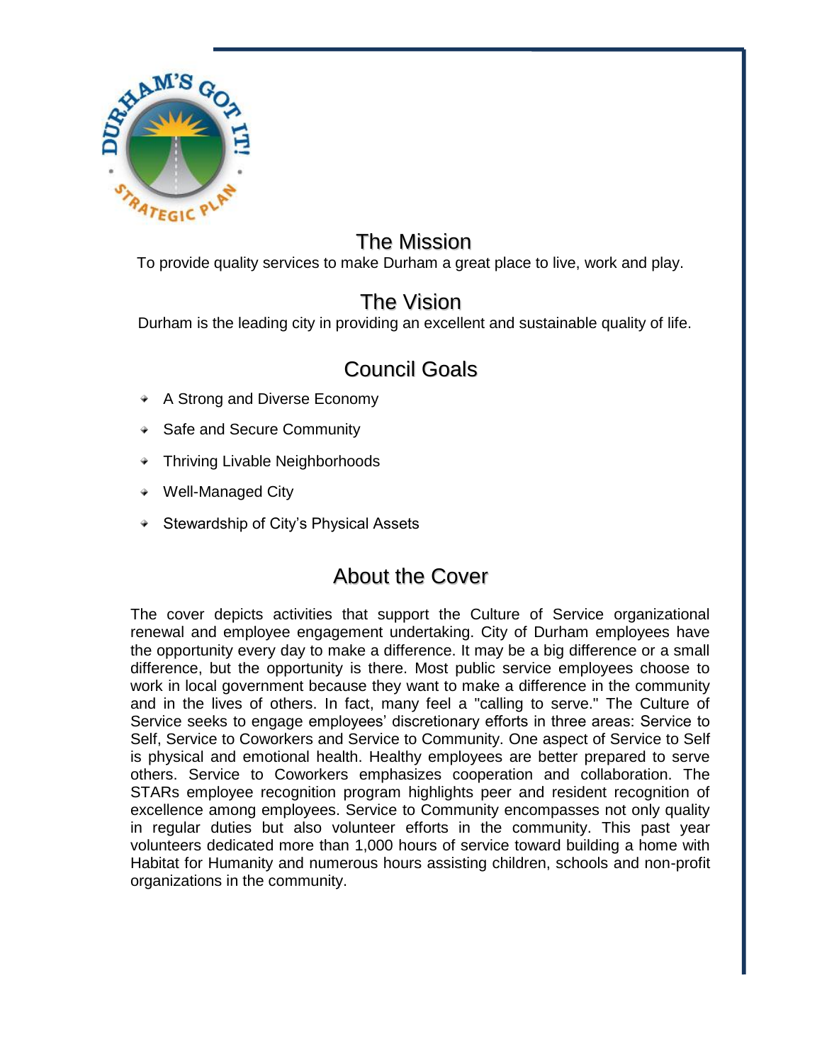## The Mission

To provide quality services to make Durham a great place to live, work and play.

## The Vision

Durham is the leading city in providing an excellent and sustainable quality of life.

## Council Goals

- A Strong and Diverse Economy
- Safe and Secure Community
- Thriving Livable Neighborhoods
- Well-Managed City
- Stewardship of City's Physical Assets

## About the Cover

The cover depicts activities that support the Culture of Service organizational renewal and employee engagement undertaking. City of Durham employees have the opportunity every day to make a difference. It may be a big difference or a small difference, but the opportunity is there. Most public service employees choose to work in local government because they want to make a difference in the community and in the lives of others. In fact, many feel a "calling to serve." The Culture of Service seeks to engage employees' discretionary efforts in three areas: Service to Self, Service to Coworkers and Service to Community. One aspect of Service to Self is physical and emotional health. Healthy employees are better prepared to serve others. Service to Coworkers emphasizes cooperation and collaboration. The STARs employee recognition program highlights peer and resident recognition of excellence among employees. Service to Community encompasses not only quality in regular duties but also volunteer efforts in the community. This past year volunteers dedicated more than 1,000 hours of service toward building a home with Habitat for Humanity and numerous hours assisting children, schools and non-profit organizations in the community.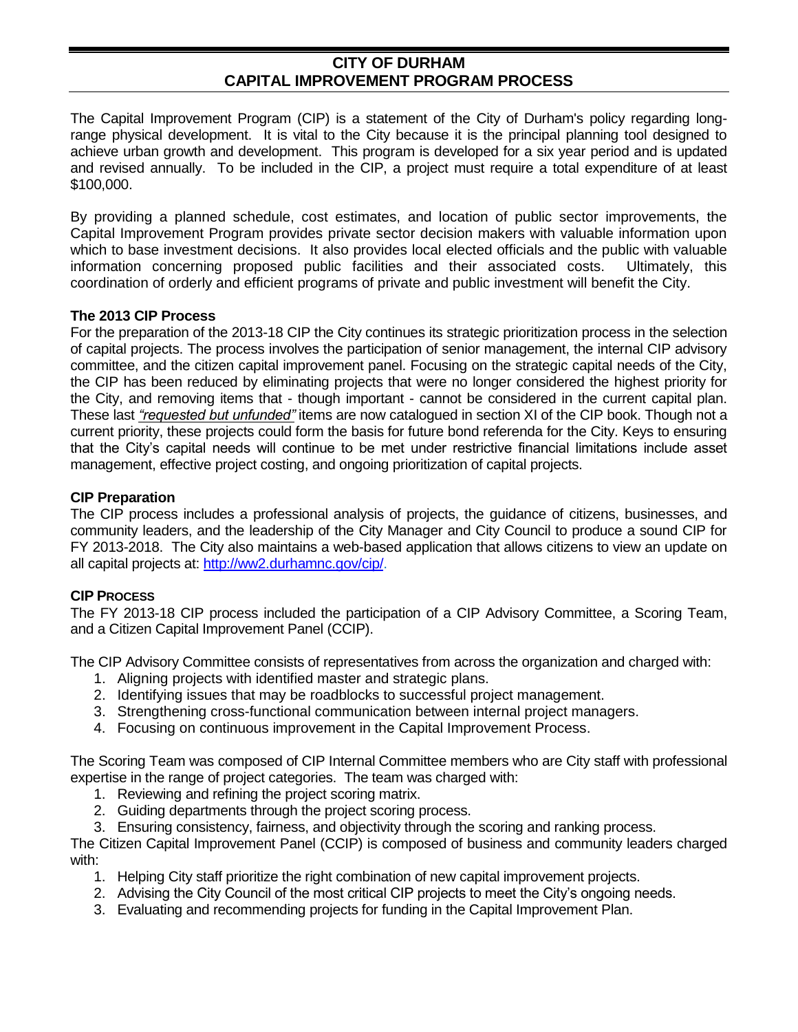# CITY OF DURHAM
# CAPITAL IMPROVEMENT PROGRAM PROCESS

The Capital Improvement Program (CIP) is a statement of the City of Durham's policy regarding long-range physical development. It is vital to the City because it is the principal planning tool designed to achieve urban growth and development. This program is developed for a six year period and is updated and revised annually. To be included in the CIP, a project must require a total expenditure of at least $100,000.

By providing a planned schedule, cost estimates, and location of public sector improvements, the Capital Improvement Program provides private sector decision makers with valuable information upon which to base investment decisions. It also provides local elected officials and the public with valuable information concerning proposed public facilities and their associated costs. Ultimately, this coordination of orderly and efficient programs of private and public investment will benefit the City.

### The 2013 CIP Process

For the preparation of the 2013-18 CIP the City continues its strategic prioritization process in the selection of capital projects. The process involves the participation of senior management, the internal CIP advisory committee, and the citizen capital improvement panel. Focusing on the strategic capital needs of the City, the CIP has been reduced by eliminating projects that were no longer considered the highest priority for the City, and removing items that - though important - cannot be considered in the current capital plan. These last *"requested but unfunded"* items are now catalogued in section XI of the CIP book. Though not a current priority, these projects could form the basis for future bond referenda for the City. Keys to ensuring that the City's capital needs will continue to be met under restrictive financial limitations include asset management, effective project costing, and ongoing prioritization of capital projects.

### CIP Preparation

The CIP process includes a professional analysis of projects, the guidance of citizens, businesses, and community leaders, and the leadership of the City Manager and City Council to produce a sound CIP for FY 2013-2018. The City also maintains a web-based application that allows citizens to view an update on all capital projects at: http://ww2.durhamnc.gov/cip/.

### CIP PROCESS

The FY 2013-18 CIP process included the participation of a CIP Advisory Committee, a Scoring Team, and a Citizen Capital Improvement Panel (CCIP).

The CIP Advisory Committee consists of representatives from across the organization and charged with:

1. Aligning projects with identified master and strategic plans.
2. Identifying issues that may be roadblocks to successful project management.
3. Strengthening cross-functional communication between internal project managers.
4. Focusing on continuous improvement in the Capital Improvement Process.

The Scoring Team was composed of CIP Internal Committee members who are City staff with professional expertise in the range of project categories. The team was charged with:

1. Reviewing and refining the project scoring matrix.
2. Guiding departments through the project scoring process.
3. Ensuring consistency, fairness, and objectivity through the scoring and ranking process.

The Citizen Capital Improvement Panel (CCIP) is composed of business and community leaders charged with:

1. Helping City staff prioritize the right combination of new capital improvement projects.
2. Advising the City Council of the most critical CIP projects to meet the City's ongoing needs.
3. Evaluating and recommending projects for funding in the Capital Improvement Plan.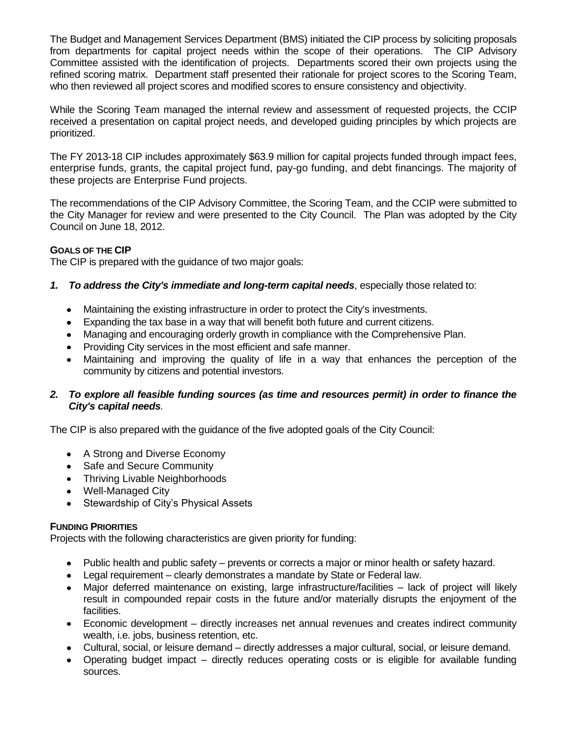The Budget and Management Services Department (BMS) initiated the CIP process by soliciting proposals from departments for capital project needs within the scope of their operations. The CIP Advisory Committee assisted with the identification of projects. Departments scored their own projects using the refined scoring matrix. Department staff presented their rationale for project scores to the Scoring Team, who then reviewed all project scores and modified scores to ensure consistency and objectivity.

While the Scoring Team managed the internal review and assessment of requested projects, the CCIP received a presentation on capital project needs, and developed guiding principles by which projects are prioritized.

The FY 2013-18 CIP includes approximately $63.9 million for capital projects funded through impact fees, enterprise funds, grants, the capital project fund, pay-go funding, and debt financings. The majority of these projects are Enterprise Fund projects.

The recommendations of the CIP Advisory Committee, the Scoring Team, and the CCIP were submitted to the City Manager for review and were presented to the City Council. The Plan was adopted by the City Council on June 18, 2012.

**GOALS OF THE CIP**

The CIP is prepared with the guidance of two major goals:

1. ***To address the City's immediate and long-term capital needs***, especially those related to:

   - Maintaining the existing infrastructure in order to protect the City's investments.
   - Expanding the tax base in a way that will benefit both future and current citizens.
   - Managing and encouraging orderly growth in compliance with the Comprehensive Plan.
   - Providing City services in the most efficient and safe manner.
   - Maintaining and improving the quality of life in a way that enhances the perception of the community by citizens and potential investors.

2. ***To explore all feasible funding sources (as time and resources permit) in order to finance the City's capital needs.***

The CIP is also prepared with the guidance of the five adopted goals of the City Council:

- A Strong and Diverse Economy
- Safe and Secure Community
- Thriving Livable Neighborhoods
- Well-Managed City
- Stewardship of City's Physical Assets

**FUNDING PRIORITIES**

Projects with the following characteristics are given priority for funding:

- Public health and public safety – prevents or corrects a major or minor health or safety hazard.
- Legal requirement – clearly demonstrates a mandate by State or Federal law.
- Major deferred maintenance on existing, large infrastructure/facilities – lack of project will likely result in compounded repair costs in the future and/or materially disrupts the enjoyment of the facilities.
- Economic development – directly increases net annual revenues and creates indirect community wealth, i.e. jobs, business retention, etc.
- Cultural, social, or leisure demand – directly addresses a major cultural, social, or leisure demand.
- Operating budget impact – directly reduces operating costs or is eligible for available funding sources.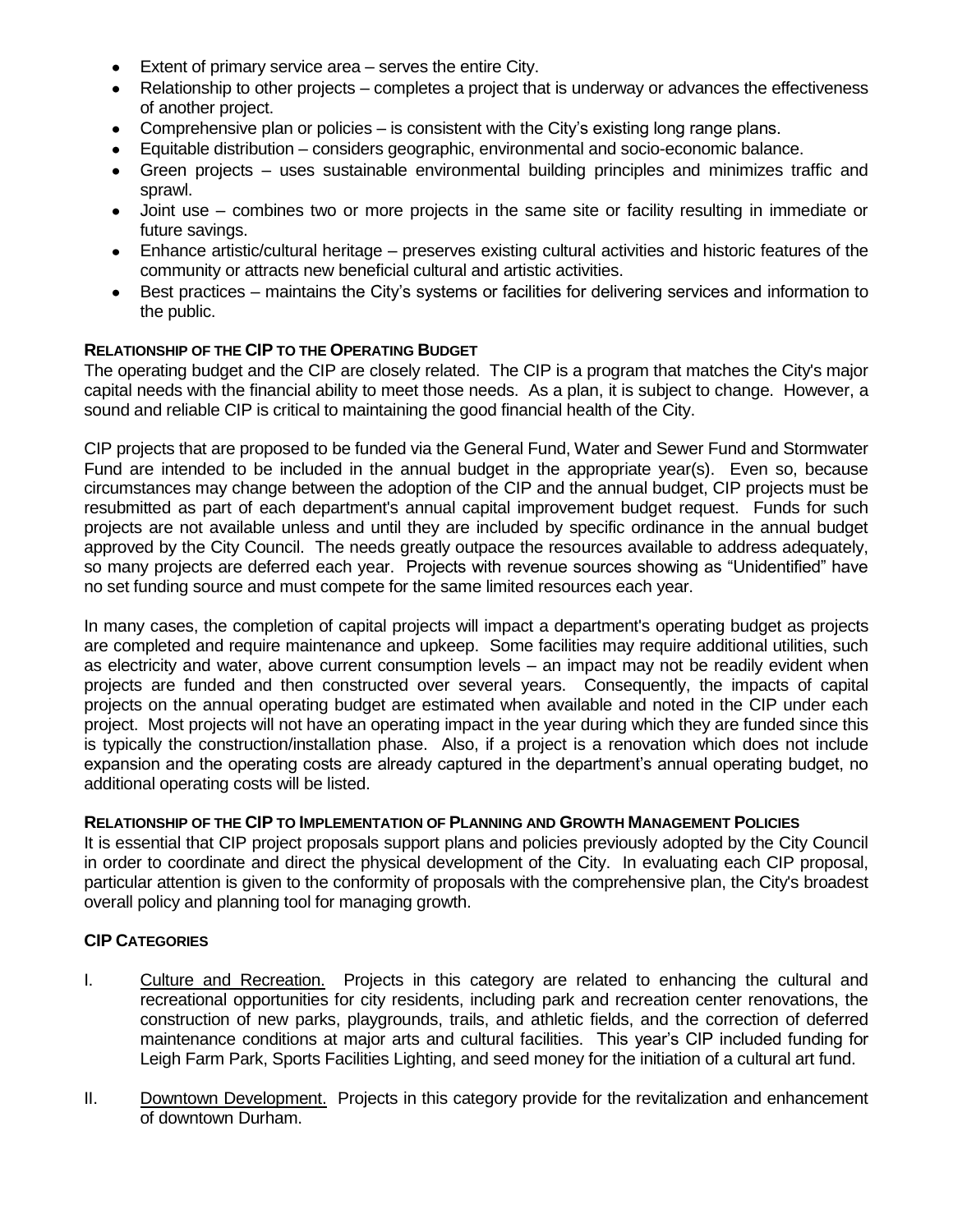- Extent of primary service area – serves the entire City.
- Relationship to other projects – completes a project that is underway or advances the effectiveness of another project.
- Comprehensive plan or policies – is consistent with the City's existing long range plans.
- Equitable distribution – considers geographic, environmental and socio-economic balance.
- Green projects – uses sustainable environmental building principles and minimizes traffic and sprawl.
- Joint use – combines two or more projects in the same site or facility resulting in immediate or future savings.
- Enhance artistic/cultural heritage – preserves existing cultural activities and historic features of the community or attracts new beneficial cultural and artistic activities.
- Best practices – maintains the City's systems or facilities for delivering services and information to the public.

**RELATIONSHIP OF THE CIP TO THE OPERATING BUDGET**

The operating budget and the CIP are closely related. The CIP is a program that matches the City's major capital needs with the financial ability to meet those needs. As a plan, it is subject to change. However, a sound and reliable CIP is critical to maintaining the good financial health of the City.

CIP projects that are proposed to be funded via the General Fund, Water and Sewer Fund and Stormwater Fund are intended to be included in the annual budget in the appropriate year(s). Even so, because circumstances may change between the adoption of the CIP and the annual budget, CIP projects must be resubmitted as part of each department's annual capital improvement budget request. Funds for such projects are not available unless and until they are included by specific ordinance in the annual budget approved by the City Council. The needs greatly outpace the resources available to address adequately, so many projects are deferred each year. Projects with revenue sources showing as "Unidentified" have no set funding source and must compete for the same limited resources each year.

In many cases, the completion of capital projects will impact a department's operating budget as projects are completed and require maintenance and upkeep. Some facilities may require additional utilities, such as electricity and water, above current consumption levels – an impact may not be readily evident when projects are funded and then constructed over several years. Consequently, the impacts of capital projects on the annual operating budget are estimated when available and noted in the CIP under each project. Most projects will not have an operating impact in the year during which they are funded since this is typically the construction/installation phase. Also, if a project is a renovation which does not include expansion and the operating costs are already captured in the department's annual operating budget, no additional operating costs will be listed.

**RELATIONSHIP OF THE CIP TO IMPLEMENTATION OF PLANNING AND GROWTH MANAGEMENT POLICIES**

It is essential that CIP project proposals support plans and policies previously adopted by the City Council in order to coordinate and direct the physical development of the City. In evaluating each CIP proposal, particular attention is given to the conformity of proposals with the comprehensive plan, the City's broadest overall policy and planning tool for managing growth.

**CIP CATEGORIES**

I. Culture and Recreation. Projects in this category are related to enhancing the cultural and recreational opportunities for city residents, including park and recreation center renovations, the construction of new parks, playgrounds, trails, and athletic fields, and the correction of deferred maintenance conditions at major arts and cultural facilities. This year's CIP included funding for Leigh Farm Park, Sports Facilities Lighting, and seed money for the initiation of a cultural art fund.

II. Downtown Development. Projects in this category provide for the revitalization and enhancement of downtown Durham.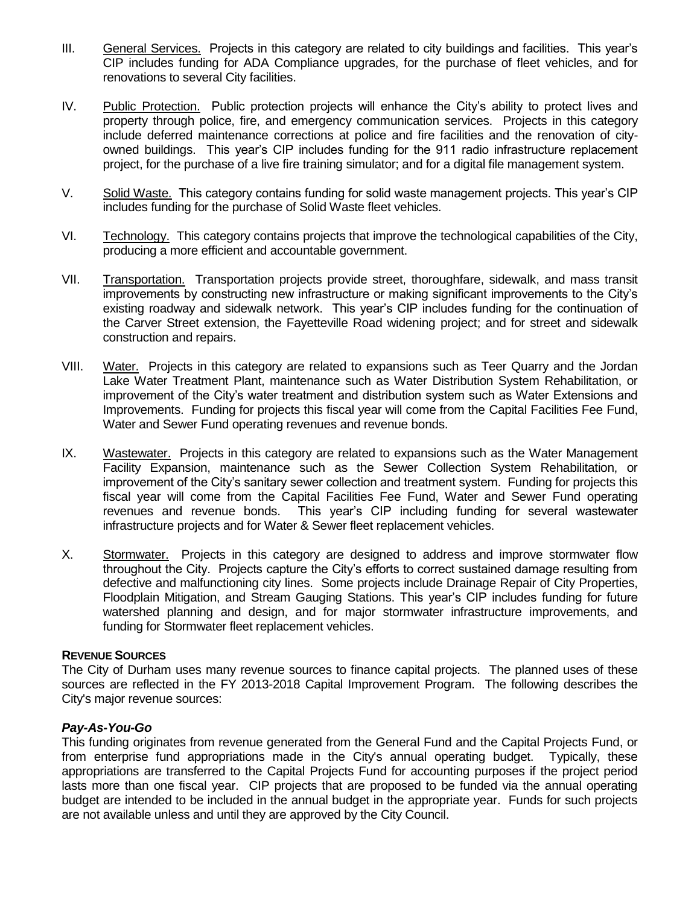III. General Services. Projects in this category are related to city buildings and facilities. This year's CIP includes funding for ADA Compliance upgrades, for the purchase of fleet vehicles, and for renovations to several City facilities.

IV. Public Protection. Public protection projects will enhance the City's ability to protect lives and property through police, fire, and emergency communication services. Projects in this category include deferred maintenance corrections at police and fire facilities and the renovation of city-owned buildings. This year's CIP includes funding for the 911 radio infrastructure replacement project, for the purchase of a live fire training simulator; and for a digital file management system.

V. Solid Waste. This category contains funding for solid waste management projects. This year's CIP includes funding for the purchase of Solid Waste fleet vehicles.

VI. Technology. This category contains projects that improve the technological capabilities of the City, producing a more efficient and accountable government.

VII. Transportation. Transportation projects provide street, thoroughfare, sidewalk, and mass transit improvements by constructing new infrastructure or making significant improvements to the City's existing roadway and sidewalk network. This year's CIP includes funding for the continuation of the Carver Street extension, the Fayetteville Road widening project; and for street and sidewalk construction and repairs.

VIII. Water. Projects in this category are related to expansions such as Teer Quarry and the Jordan Lake Water Treatment Plant, maintenance such as Water Distribution System Rehabilitation, or improvement of the City's water treatment and distribution system such as Water Extensions and Improvements. Funding for projects this fiscal year will come from the Capital Facilities Fee Fund, Water and Sewer Fund operating revenues and revenue bonds.

IX. Wastewater. Projects in this category are related to expansions such as the Water Management Facility Expansion, maintenance such as the Sewer Collection System Rehabilitation, or improvement of the City's sanitary sewer collection and treatment system. Funding for projects this fiscal year will come from the Capital Facilities Fee Fund, Water and Sewer Fund operating revenues and revenue bonds. This year's CIP including funding for several wastewater infrastructure projects and for Water & Sewer fleet replacement vehicles.

X. Stormwater. Projects in this category are designed to address and improve stormwater flow throughout the City. Projects capture the City's efforts to correct sustained damage resulting from defective and malfunctioning city lines. Some projects include Drainage Repair of City Properties, Floodplain Mitigation, and Stream Gauging Stations. This year's CIP includes funding for future watershed planning and design, and for major stormwater infrastructure improvements, and funding for Stormwater fleet replacement vehicles.

**REVENUE SOURCES**

The City of Durham uses many revenue sources to finance capital projects. The planned uses of these sources are reflected in the FY 2013-2018 Capital Improvement Program. The following describes the City's major revenue sources:

***Pay-As-You-Go***

This funding originates from revenue generated from the General Fund and the Capital Projects Fund, or from enterprise fund appropriations made in the City's annual operating budget. Typically, these appropriations are transferred to the Capital Projects Fund for accounting purposes if the project period lasts more than one fiscal year. CIP projects that are proposed to be funded via the annual operating budget are intended to be included in the annual budget in the appropriate year. Funds for such projects are not available unless and until they are approved by the City Council.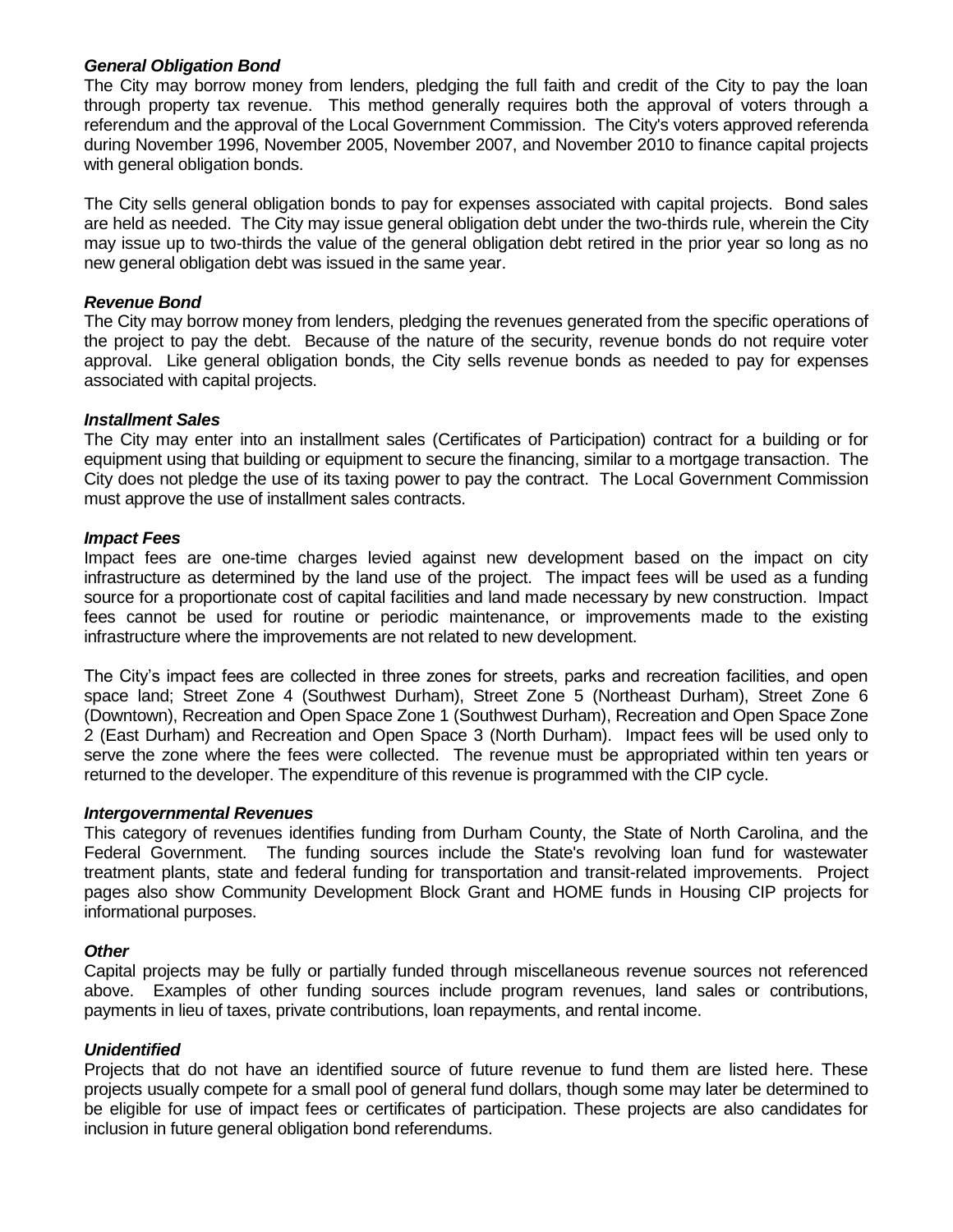### *General Obligation Bond*

The City may borrow money from lenders, pledging the full faith and credit of the City to pay the loan through property tax revenue. This method generally requires both the approval of voters through a referendum and the approval of the Local Government Commission. The City's voters approved referenda during November 1996, November 2005, November 2007, and November 2010 to finance capital projects with general obligation bonds.

The City sells general obligation bonds to pay for expenses associated with capital projects. Bond sales are held as needed. The City may issue general obligation debt under the two-thirds rule, wherein the City may issue up to two-thirds the value of the general obligation debt retired in the prior year so long as no new general obligation debt was issued in the same year.

### *Revenue Bond*

The City may borrow money from lenders, pledging the revenues generated from the specific operations of the project to pay the debt. Because of the nature of the security, revenue bonds do not require voter approval. Like general obligation bonds, the City sells revenue bonds as needed to pay for expenses associated with capital projects.

### *Installment Sales*

The City may enter into an installment sales (Certificates of Participation) contract for a building or for equipment using that building or equipment to secure the financing, similar to a mortgage transaction. The City does not pledge the use of its taxing power to pay the contract. The Local Government Commission must approve the use of installment sales contracts.

### *Impact Fees*

Impact fees are one-time charges levied against new development based on the impact on city infrastructure as determined by the land use of the project. The impact fees will be used as a funding source for a proportionate cost of capital facilities and land made necessary by new construction. Impact fees cannot be used for routine or periodic maintenance, or improvements made to the existing infrastructure where the improvements are not related to new development.

The City's impact fees are collected in three zones for streets, parks and recreation facilities, and open space land; Street Zone 4 (Southwest Durham), Street Zone 5 (Northeast Durham), Street Zone 6 (Downtown), Recreation and Open Space Zone 1 (Southwest Durham), Recreation and Open Space Zone 2 (East Durham) and Recreation and Open Space 3 (North Durham). Impact fees will be used only to serve the zone where the fees were collected. The revenue must be appropriated within ten years or returned to the developer. The expenditure of this revenue is programmed with the CIP cycle.

### *Intergovernmental Revenues*

This category of revenues identifies funding from Durham County, the State of North Carolina, and the Federal Government. The funding sources include the State's revolving loan fund for wastewater treatment plants, state and federal funding for transportation and transit-related improvements. Project pages also show Community Development Block Grant and HOME funds in Housing CIP projects for informational purposes.

### *Other*

Capital projects may be fully or partially funded through miscellaneous revenue sources not referenced above. Examples of other funding sources include program revenues, land sales or contributions, payments in lieu of taxes, private contributions, loan repayments, and rental income.

### *Unidentified*

Projects that do not have an identified source of future revenue to fund them are listed here. These projects usually compete for a small pool of general fund dollars, though some may later be determined to be eligible for use of impact fees or certificates of participation. These projects are also candidates for inclusion in future general obligation bond referendums.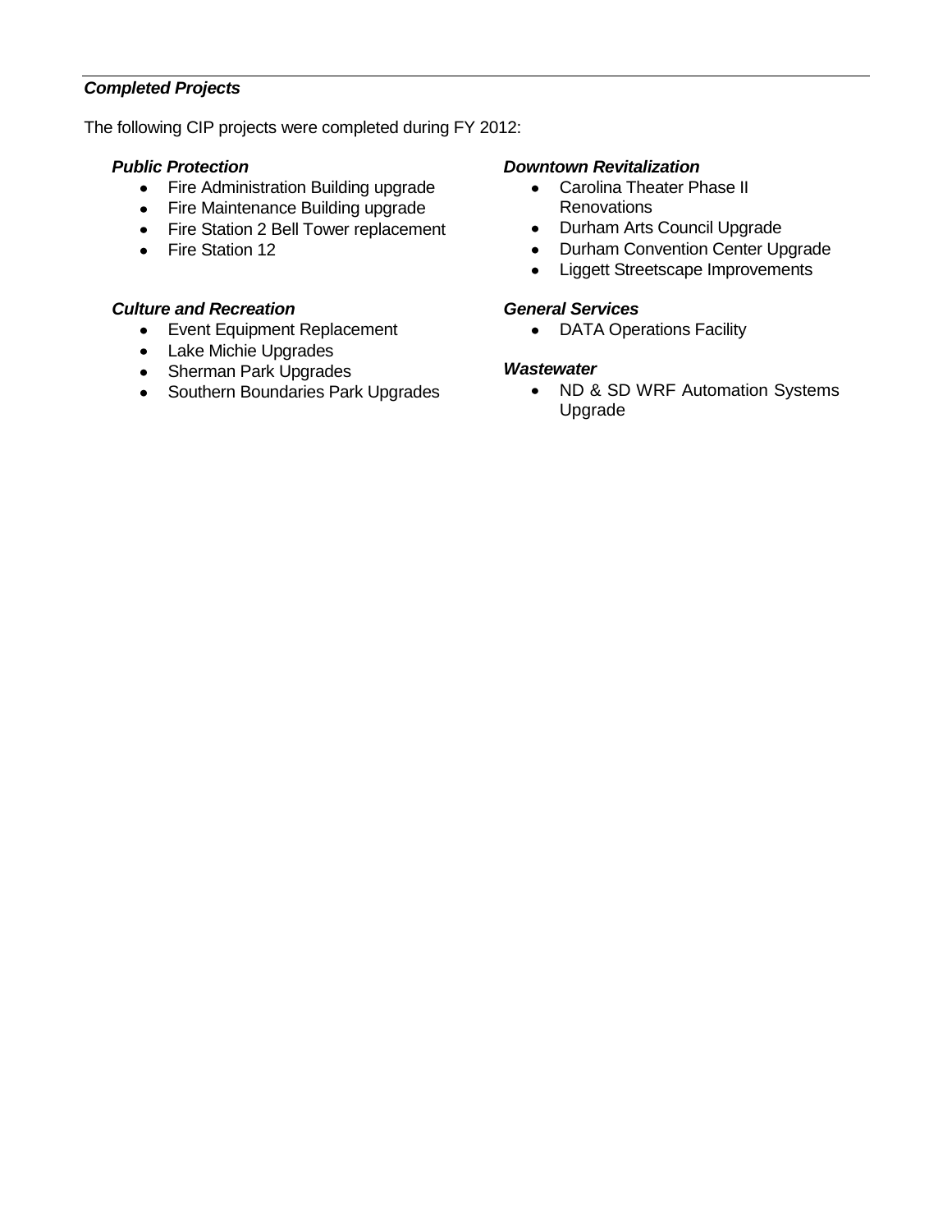***Completed Projects***

The following CIP projects were completed during FY 2012:

***Public Protection***

- Fire Administration Building upgrade
- Fire Maintenance Building upgrade
- Fire Station 2 Bell Tower replacement
- Fire Station 12

***Culture and Recreation***

- Event Equipment Replacement
- Lake Michie Upgrades
- Sherman Park Upgrades
- Southern Boundaries Park Upgrades

***Downtown Revitalization***

- Carolina Theater Phase II Renovations
- Durham Arts Council Upgrade
- Durham Convention Center Upgrade
- Liggett Streetscape Improvements

***General Services***

- DATA Operations Facility

***Wastewater***

- ND & SD WRF Automation Systems Upgrade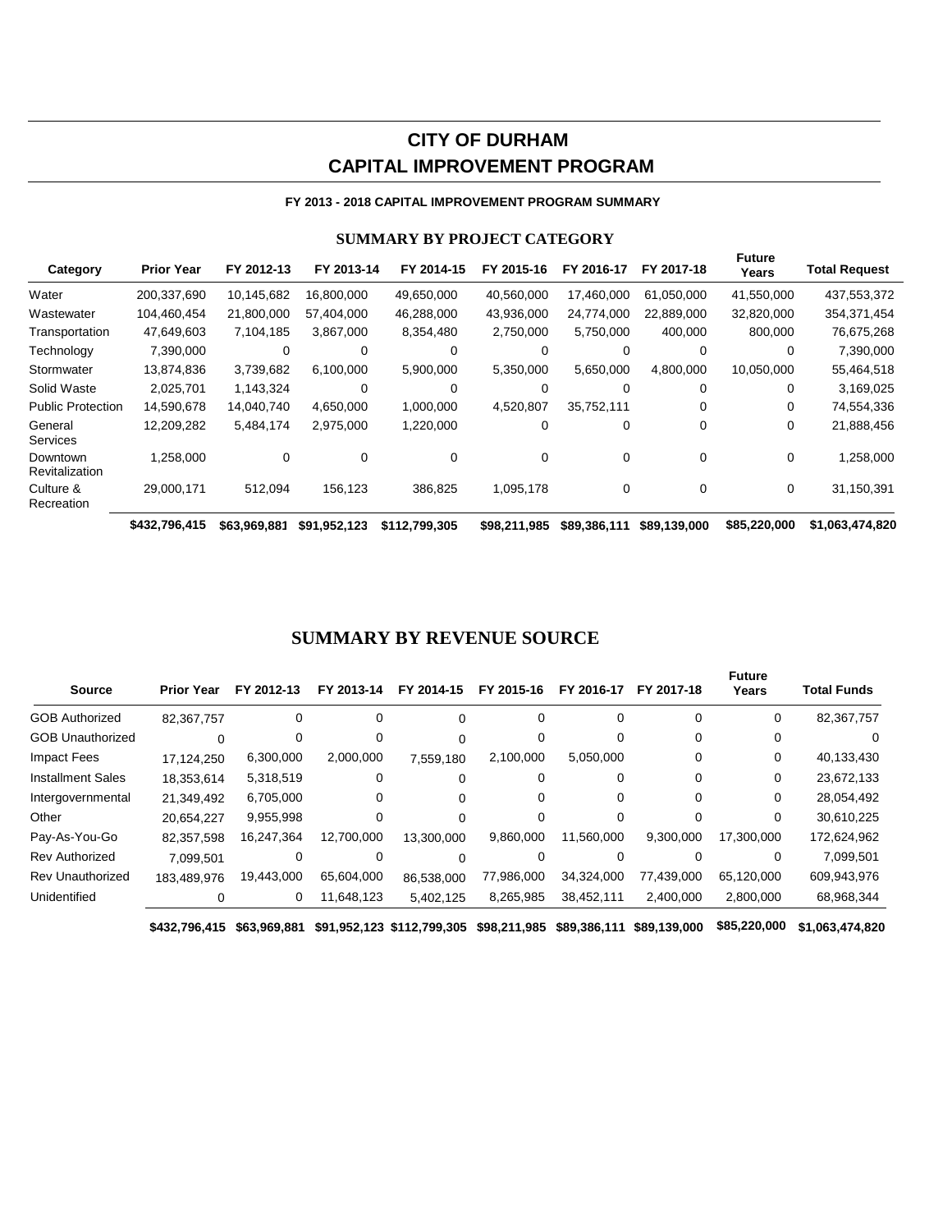# CITY OF DURHAM
# CAPITAL IMPROVEMENT PROGRAM

### FY 2013 - 2018 CAPITAL IMPROVEMENT PROGRAM SUMMARY

## SUMMARY BY PROJECT CATEGORY

| Category | Prior Year | FY 2012-13 | FY 2013-14 | FY 2014-15 | FY 2015-16 | FY 2016-17 | FY 2017-18 | Future Years | Total Request |
|---|---|---|---|---|---|---|---|---|---|
| Water | 200,337,690 | 10,145,682 | 16,800,000 | 49,650,000 | 40,560,000 | 17,460,000 | 61,050,000 | 41,550,000 | 437,553,372 |
| Wastewater | 104,460,454 | 21,800,000 | 57,404,000 | 46,288,000 | 43,936,000 | 24,774,000 | 22,889,000 | 32,820,000 | 354,371,454 |
| Transportation | 47,649,603 | 7,104,185 | 3,867,000 | 8,354,480 | 2,750,000 | 5,750,000 | 400,000 | 800,000 | 76,675,268 |
| Technology | 7,390,000 | 0 | 0 | 0 | 0 | 0 | 0 | 0 | 7,390,000 |
| Stormwater | 13,874,836 | 3,739,682 | 6,100,000 | 5,900,000 | 5,350,000 | 5,650,000 | 4,800,000 | 10,050,000 | 55,464,518 |
| Solid Waste | 2,025,701 | 1,143,324 | 0 | 0 | 0 | 0 | 0 | 0 | 3,169,025 |
| Public Protection | 14,590,678 | 14,040,740 | 4,650,000 | 1,000,000 | 4,520,807 | 35,752,111 | 0 | 0 | 74,554,336 |
| General Services | 12,209,282 | 5,484,174 | 2,975,000 | 1,220,000 | 0 | 0 | 0 | 0 | 21,888,456 |
| Downtown Revitalization | 1,258,000 | 0 | 0 | 0 | 0 | 0 | 0 | 0 | 1,258,000 |
| Culture & Recreation | 29,000,171 | 512,094 | 156,123 | 386,825 | 1,095,178 | 0 | 0 | 0 | 31,150,391 |
| | **$432,796,415** | **$63,969,881** | **$91,952,123** | **$112,799,305** | **$98,211,985** | **$89,386,111** | **$89,139,000** | **$85,220,000** | **$1,063,474,820** |

## SUMMARY BY REVENUE SOURCE

| Source | Prior Year | FY 2012-13 | FY 2013-14 | FY 2014-15 | FY 2015-16 | FY 2016-17 | FY 2017-18 | Future Years | Total Funds |
|---|---|---|---|---|---|---|---|---|---|
| GOB Authorized | 82,367,757 | 0 | 0 | 0 | 0 | 0 | 0 | 0 | 82,367,757 |
| GOB Unauthorized | 0 | 0 | 0 | 0 | 0 | 0 | 0 | 0 | 0 |
| Impact Fees | 17,124,250 | 6,300,000 | 2,000,000 | 7,559,180 | 2,100,000 | 5,050,000 | 0 | 0 | 40,133,430 |
| Installment Sales | 18,353,614 | 5,318,519 | 0 | 0 | 0 | 0 | 0 | 0 | 23,672,133 |
| Intergovernmental | 21,349,492 | 6,705,000 | 0 | 0 | 0 | 0 | 0 | 0 | 28,054,492 |
| Other | 20,654,227 | 9,955,998 | 0 | 0 | 0 | 0 | 0 | 0 | 30,610,225 |
| Pay-As-You-Go | 82,357,598 | 16,247,364 | 12,700,000 | 13,300,000 | 9,860,000 | 11,560,000 | 9,300,000 | 17,300,000 | 172,624,962 |
| Rev Authorized | 7,099,501 | 0 | 0 | 0 | 0 | 0 | 0 | 0 | 7,099,501 |
| Rev Unauthorized | 183,489,976 | 19,443,000 | 65,604,000 | 86,538,000 | 77,986,000 | 34,324,000 | 77,439,000 | 65,120,000 | 609,943,976 |
| Unidentified | 0 | 0 | 11,648,123 | 5,402,125 | 8,265,985 | 38,452,111 | 2,400,000 | 2,800,000 | 68,968,344 |
| | **$432,796,415** | **$63,969,881** | **$91,952,123** | **$112,799,305** | **$98,211,985** | **$89,386,111** | **$89,139,000** | **$85,220,000** | **$1,063,474,820** |